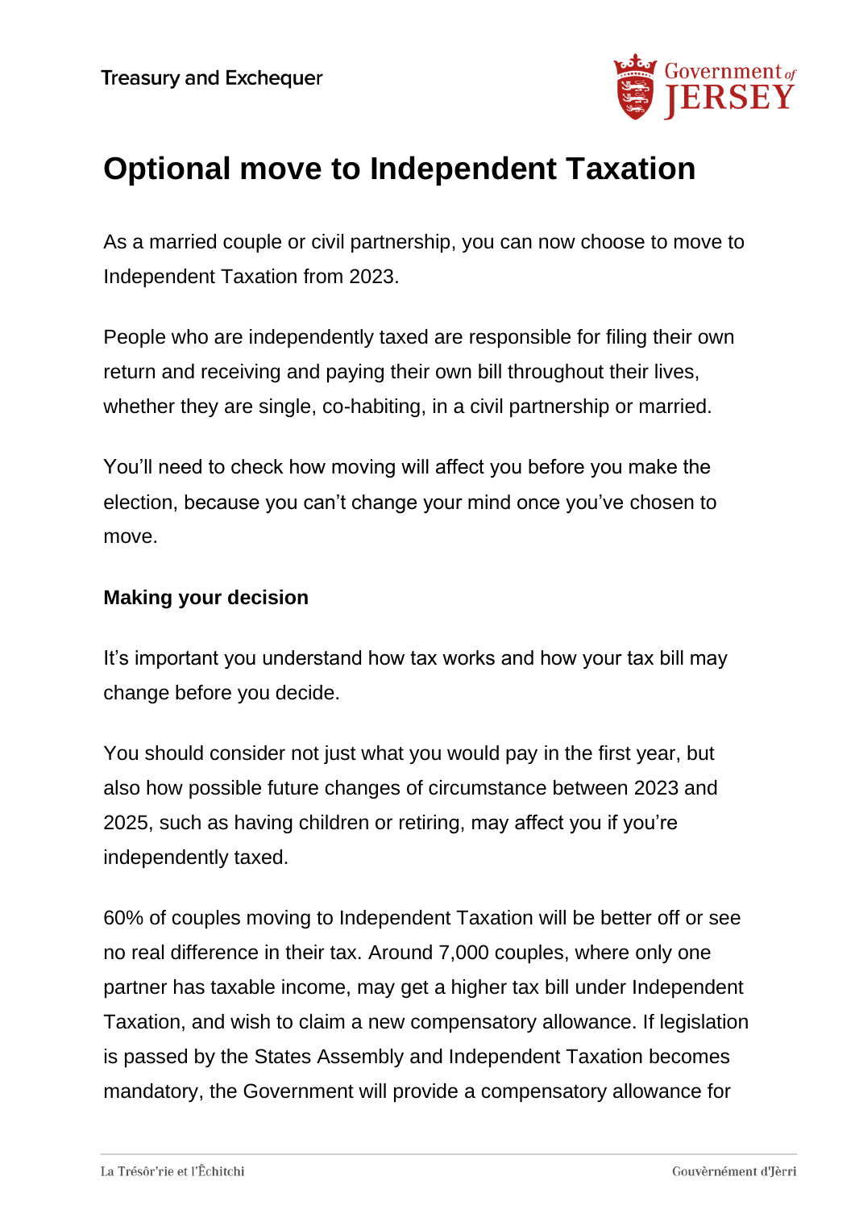Treasury and Exchequer

# Optional move to Independent Taxation

As a married couple or civil partnership, you can now choose to move to Independent Taxation from 2023.

People who are independently taxed are responsible for filing their own return and receiving and paying their own bill throughout their lives, whether they are single, co-habiting, in a civil partnership or married.

You'll need to check how moving will affect you before you make the election, because you can't change your mind once you've chosen to move.

**Making your decision**

It's important you understand how tax works and how your tax bill may change before you decide.

You should consider not just what you would pay in the first year, but also how possible future changes of circumstance between 2023 and 2025, such as having children or retiring, may affect you if you're independently taxed.

60% of couples moving to Independent Taxation will be better off or see no real difference in their tax. Around 7,000 couples, where only one partner has taxable income, may get a higher tax bill under Independent Taxation, and wish to claim a new compensatory allowance. If legislation is passed by the States Assembly and Independent Taxation becomes mandatory, the Government will provide a compensatory allowance for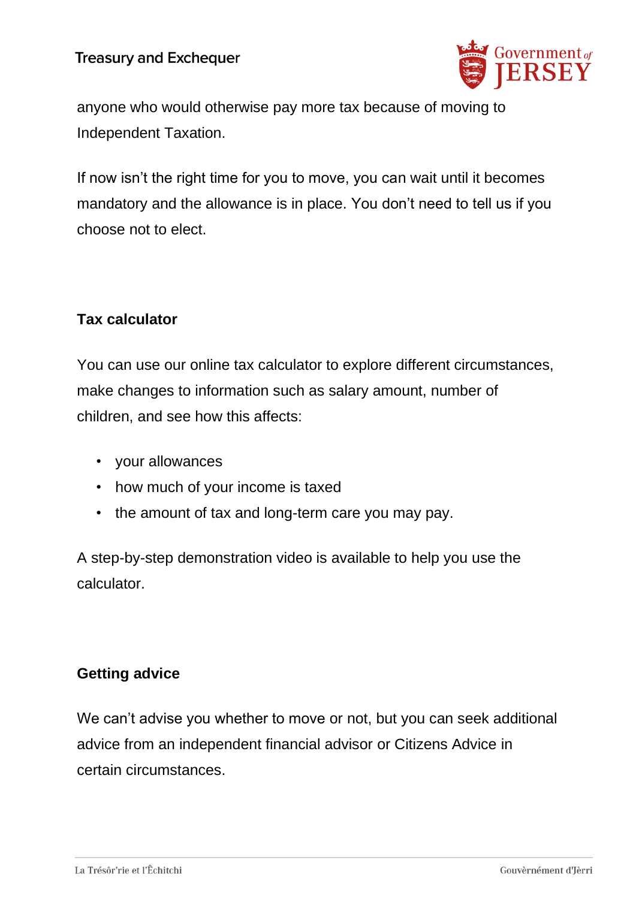anyone who would otherwise pay more tax because of moving to Independent Taxation.

If now isn't the right time for you to move, you can wait until it becomes mandatory and the allowance is in place. You don't need to tell us if you choose not to elect.

## Tax calculator

You can use our online tax calculator to explore different circumstances, make changes to information such as salary amount, number of children, and see how this affects:

- your allowances
- how much of your income is taxed
- the amount of tax and long-term care you may pay.

A step-by-step demonstration video is available to help you use the calculator.

## Getting advice

We can't advise you whether to move or not, but you can seek additional advice from an independent financial advisor or Citizens Advice in certain circumstances.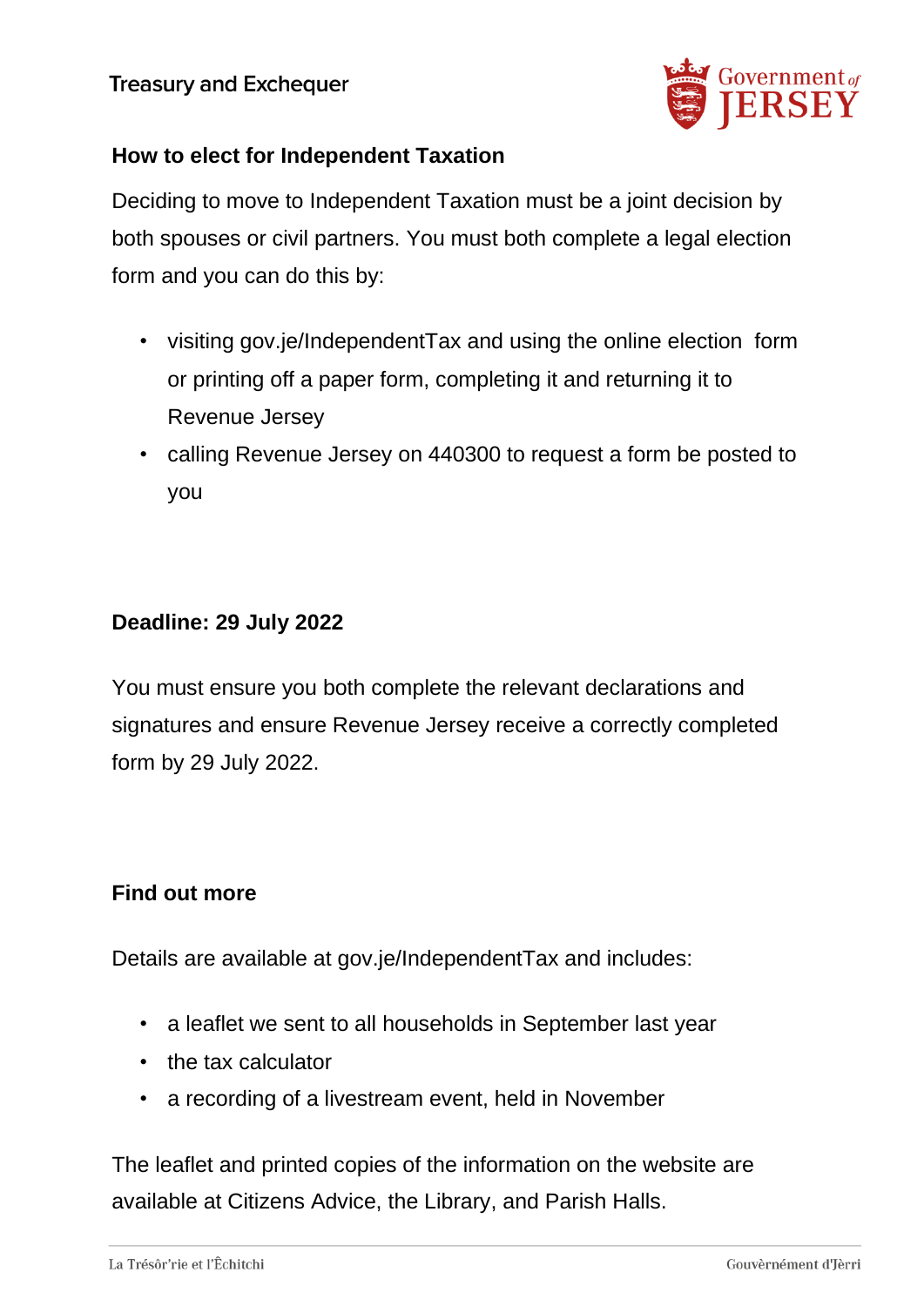## How to elect for Independent Taxation

Deciding to move to Independent Taxation must be a joint decision by both spouses or civil partners. You must both complete a legal election form and you can do this by:

- visiting gov.je/IndependentTax and using the online election form or printing off a paper form, completing it and returning it to Revenue Jersey
- calling Revenue Jersey on 440300 to request a form be posted to you

## Deadline: 29 July 2022

You must ensure you both complete the relevant declarations and signatures and ensure Revenue Jersey receive a correctly completed form by 29 July 2022.

## Find out more

Details are available at gov.je/IndependentTax and includes:

- a leaflet we sent to all households in September last year
- the tax calculator
- a recording of a livestream event, held in November

The leaflet and printed copies of the information on the website are available at Citizens Advice, the Library, and Parish Halls.